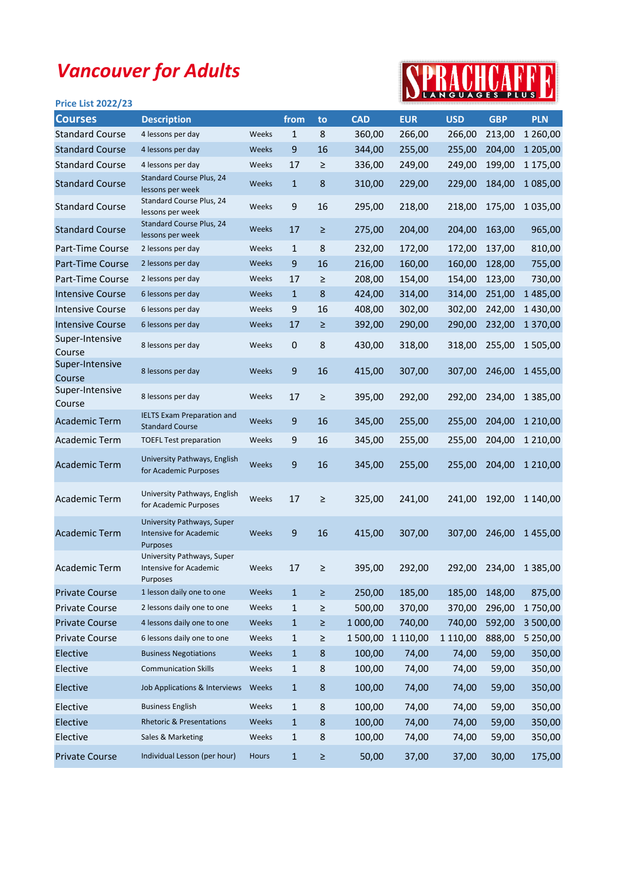# Vancouver for Adults

SPRACHCAFFE LANGUAGES PLUS

**Price List 2022/23**

| Courses | Description | | from | to | CAD | EUR | USD | GBP | PLN |
|---|---|---|---|---|---|---|---|---|---|
| Standard Course | 4 lessons per day | Weeks | 1 | 8 | 360,00 | 266,00 | 266,00 | 213,00 | 1 260,00 |
| Standard Course | 4 lessons per day | Weeks | 9 | 16 | 344,00 | 255,00 | 255,00 | 204,00 | 1 205,00 |
| Standard Course | 4 lessons per day | Weeks | 17 | ≥ | 336,00 | 249,00 | 249,00 | 199,00 | 1 175,00 |
| Standard Course | Standard Course Plus, 24 lessons per week | Weeks | 1 | 8 | 310,00 | 229,00 | 229,00 | 184,00 | 1 085,00 |
| Standard Course | Standard Course Plus, 24 lessons per week | Weeks | 9 | 16 | 295,00 | 218,00 | 218,00 | 175,00 | 1 035,00 |
| Standard Course | Standard Course Plus, 24 lessons per week | Weeks | 17 | ≥ | 275,00 | 204,00 | 204,00 | 163,00 | 965,00 |
| Part-Time Course | 2 lessons per day | Weeks | 1 | 8 | 232,00 | 172,00 | 172,00 | 137,00 | 810,00 |
| Part-Time Course | 2 lessons per day | Weeks | 9 | 16 | 216,00 | 160,00 | 160,00 | 128,00 | 755,00 |
| Part-Time Course | 2 lessons per day | Weeks | 17 | ≥ | 208,00 | 154,00 | 154,00 | 123,00 | 730,00 |
| Intensive Course | 6 lessons per day | Weeks | 1 | 8 | 424,00 | 314,00 | 314,00 | 251,00 | 1 485,00 |
| Intensive Course | 6 lessons per day | Weeks | 9 | 16 | 408,00 | 302,00 | 302,00 | 242,00 | 1 430,00 |
| Intensive Course | 6 lessons per day | Weeks | 17 | ≥ | 392,00 | 290,00 | 290,00 | 232,00 | 1 370,00 |
| Super-Intensive Course | 8 lessons per day | Weeks | 0 | 8 | 430,00 | 318,00 | 318,00 | 255,00 | 1 505,00 |
| Super-Intensive Course | 8 lessons per day | Weeks | 9 | 16 | 415,00 | 307,00 | 307,00 | 246,00 | 1 455,00 |
| Super-Intensive Course | 8 lessons per day | Weeks | 17 | ≥ | 395,00 | 292,00 | 292,00 | 234,00 | 1 385,00 |
| Academic Term | IELTS Exam Preparation and Standard Course | Weeks | 9 | 16 | 345,00 | 255,00 | 255,00 | 204,00 | 1 210,00 |
| Academic Term | TOEFL Test preparation | Weeks | 9 | 16 | 345,00 | 255,00 | 255,00 | 204,00 | 1 210,00 |
| Academic Term | University Pathways, English for Academic Purposes | Weeks | 9 | 16 | 345,00 | 255,00 | 255,00 | 204,00 | 1 210,00 |
| Academic Term | University Pathways, English for Academic Purposes | Weeks | 17 | ≥ | 325,00 | 241,00 | 241,00 | 192,00 | 1 140,00 |
| Academic Term | University Pathways, Super Intensive for Academic Purposes | Weeks | 9 | 16 | 415,00 | 307,00 | 307,00 | 246,00 | 1 455,00 |
| Academic Term | University Pathways, Super Intensive for Academic Purposes | Weeks | 17 | ≥ | 395,00 | 292,00 | 292,00 | 234,00 | 1 385,00 |
| Private Course | 1 lesson daily one to one | Weeks | 1 | ≥ | 250,00 | 185,00 | 185,00 | 148,00 | 875,00 |
| Private Course | 2 lessons daily one to one | Weeks | 1 | ≥ | 500,00 | 370,00 | 370,00 | 296,00 | 1 750,00 |
| Private Course | 4 lessons daily one to one | Weeks | 1 | ≥ | 1 000,00 | 740,00 | 740,00 | 592,00 | 3 500,00 |
| Private Course | 6 lessons daily one to one | Weeks | 1 | ≥ | 1 500,00 | 1 110,00 | 1 110,00 | 888,00 | 5 250,00 |
| Elective | Business Negotiations | Weeks | 1 | 8 | 100,00 | 74,00 | 74,00 | 59,00 | 350,00 |
| Elective | Communication Skills | Weeks | 1 | 8 | 100,00 | 74,00 | 74,00 | 59,00 | 350,00 |
| Elective | Job Applications & Interviews | Weeks | 1 | 8 | 100,00 | 74,00 | 74,00 | 59,00 | 350,00 |
| Elective | Business English | Weeks | 1 | 8 | 100,00 | 74,00 | 74,00 | 59,00 | 350,00 |
| Elective | Rhetoric & Presentations | Weeks | 1 | 8 | 100,00 | 74,00 | 74,00 | 59,00 | 350,00 |
| Elective | Sales & Marketing | Weeks | 1 | 8 | 100,00 | 74,00 | 74,00 | 59,00 | 350,00 |
| Private Course | Individual Lesson (per hour) | Hours | 1 | ≥ | 50,00 | 37,00 | 37,00 | 30,00 | 175,00 |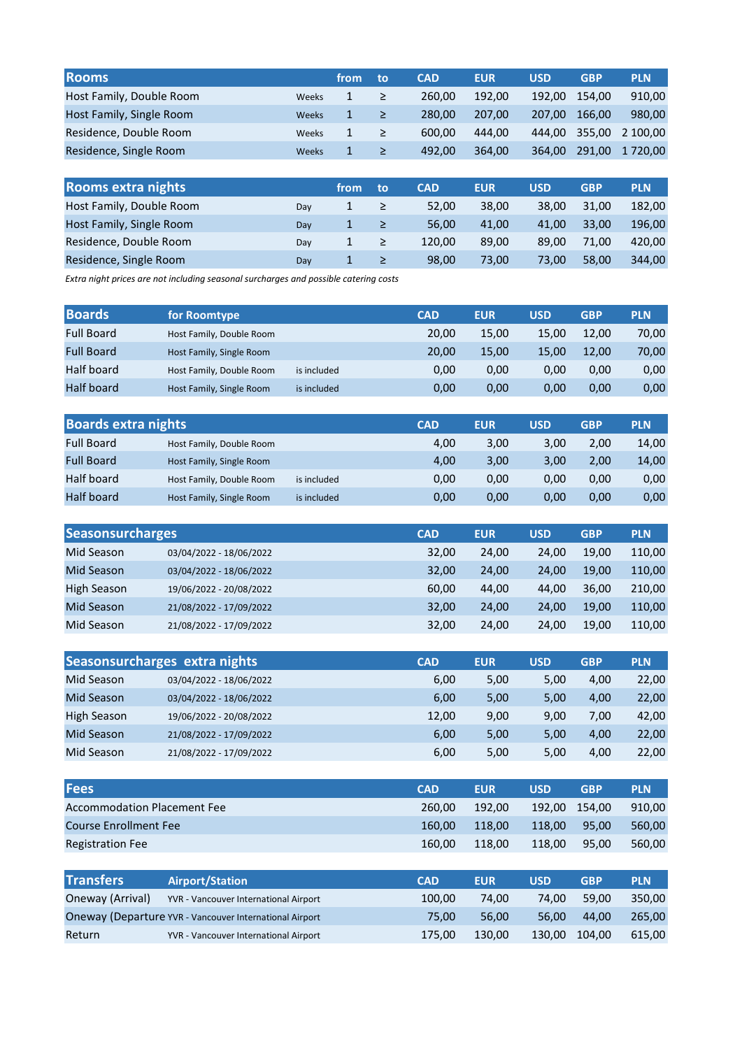| Rooms | | from | to | CAD | EUR | USD | GBP | PLN |
|---|---|---|---|---|---|---|---|---|
| Host Family, Double Room | Weeks | 1 | ≥ | 260,00 | 192,00 | 192,00 | 154,00 | 910,00 |
| Host Family, Single Room | Weeks | 1 | ≥ | 280,00 | 207,00 | 207,00 | 166,00 | 980,00 |
| Residence, Double Room | Weeks | 1 | ≥ | 600,00 | 444,00 | 444,00 | 355,00 | 2 100,00 |
| Residence, Single Room | Weeks | 1 | ≥ | 492,00 | 364,00 | 364,00 | 291,00 | 1 720,00 |

| Rooms extra nights | | from | to | CAD | EUR | USD | GBP | PLN |
|---|---|---|---|---|---|---|---|---|
| Host Family, Double Room | Day | 1 | ≥ | 52,00 | 38,00 | 38,00 | 31,00 | 182,00 |
| Host Family, Single Room | Day | 1 | ≥ | 56,00 | 41,00 | 41,00 | 33,00 | 196,00 |
| Residence, Double Room | Day | 1 | ≥ | 120,00 | 89,00 | 89,00 | 71,00 | 420,00 |
| Residence, Single Room | Day | 1 | ≥ | 98,00 | 73,00 | 73,00 | 58,00 | 344,00 |

*Extra night prices are not including seasonal surcharges and possible catering costs*

| Boards | for Roomtype | | CAD | EUR | USD | GBP | PLN |
|---|---|---|---|---|---|---|---|
| Full Board | Host Family, Double Room | | 20,00 | 15,00 | 15,00 | 12,00 | 70,00 |
| Full Board | Host Family, Single Room | | 20,00 | 15,00 | 15,00 | 12,00 | 70,00 |
| Half board | Host Family, Double Room | is included | 0,00 | 0,00 | 0,00 | 0,00 | 0,00 |
| Half board | Host Family, Single Room | is included | 0,00 | 0,00 | 0,00 | 0,00 | 0,00 |

| Boards extra nights | | | CAD | EUR | USD | GBP | PLN |
|---|---|---|---|---|---|---|---|
| Full Board | Host Family, Double Room | | 4,00 | 3,00 | 3,00 | 2,00 | 14,00 |
| Full Board | Host Family, Single Room | | 4,00 | 3,00 | 3,00 | 2,00 | 14,00 |
| Half board | Host Family, Double Room | is included | 0,00 | 0,00 | 0,00 | 0,00 | 0,00 |
| Half board | Host Family, Single Room | is included | 0,00 | 0,00 | 0,00 | 0,00 | 0,00 |

| Seasonsurcharges | | CAD | EUR | USD | GBP | PLN |
|---|---|---|---|---|---|---|
| Mid Season | 03/04/2022 - 18/06/2022 | 32,00 | 24,00 | 24,00 | 19,00 | 110,00 |
| Mid Season | 03/04/2022 - 18/06/2022 | 32,00 | 24,00 | 24,00 | 19,00 | 110,00 |
| High Season | 19/06/2022 - 20/08/2022 | 60,00 | 44,00 | 44,00 | 36,00 | 210,00 |
| Mid Season | 21/08/2022 - 17/09/2022 | 32,00 | 24,00 | 24,00 | 19,00 | 110,00 |
| Mid Season | 21/08/2022 - 17/09/2022 | 32,00 | 24,00 | 24,00 | 19,00 | 110,00 |

| Seasonsurcharges extra nights | | CAD | EUR | USD | GBP | PLN |
|---|---|---|---|---|---|---|
| Mid Season | 03/04/2022 - 18/06/2022 | 6,00 | 5,00 | 5,00 | 4,00 | 22,00 |
| Mid Season | 03/04/2022 - 18/06/2022 | 6,00 | 5,00 | 5,00 | 4,00 | 22,00 |
| High Season | 19/06/2022 - 20/08/2022 | 12,00 | 9,00 | 9,00 | 7,00 | 42,00 |
| Mid Season | 21/08/2022 - 17/09/2022 | 6,00 | 5,00 | 5,00 | 4,00 | 22,00 |
| Mid Season | 21/08/2022 - 17/09/2022 | 6,00 | 5,00 | 5,00 | 4,00 | 22,00 |

| Fees | CAD | EUR | USD | GBP | PLN |
|---|---|---|---|---|---|
| Accommodation Placement Fee | 260,00 | 192,00 | 192,00 | 154,00 | 910,00 |
| Course Enrollment Fee | 160,00 | 118,00 | 118,00 | 95,00 | 560,00 |
| Registration Fee | 160,00 | 118,00 | 118,00 | 95,00 | 560,00 |

| Transfers | Airport/Station | CAD | EUR | USD | GBP | PLN |
|---|---|---|---|---|---|---|
| Oneway (Arrival) | YVR - Vancouver International Airport | 100,00 | 74,00 | 74,00 | 59,00 | 350,00 |
| Oneway (Departure | YVR - Vancouver International Airport | 75,00 | 56,00 | 56,00 | 44,00 | 265,00 |
| Return | YVR - Vancouver International Airport | 175,00 | 130,00 | 130,00 | 104,00 | 615,00 |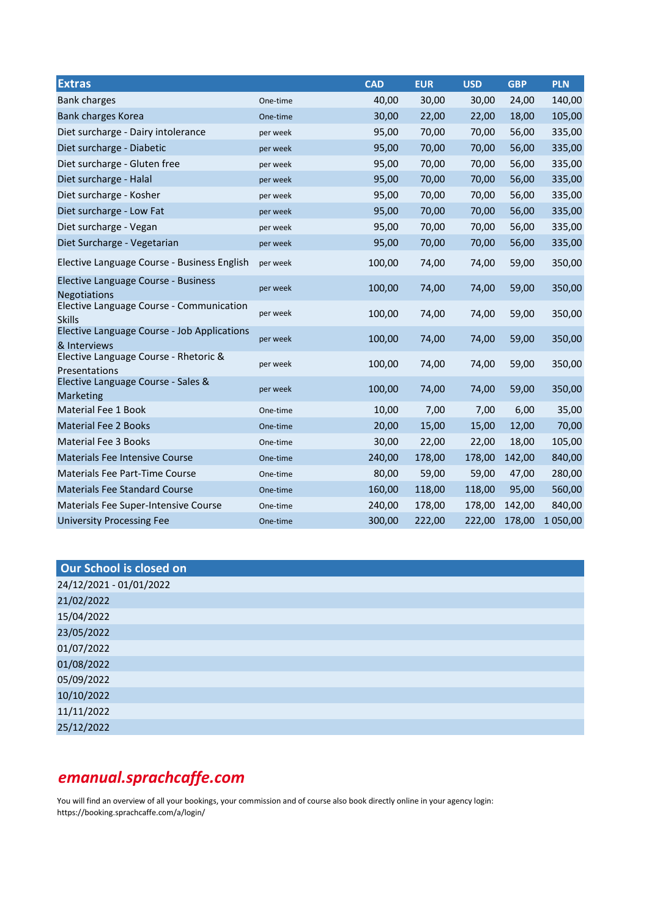| Extras | | CAD | EUR | USD | GBP | PLN |
|---|---|---|---|---|---|---|
| Bank charges | One-time | 40,00 | 30,00 | 30,00 | 24,00 | 140,00 |
| Bank charges Korea | One-time | 30,00 | 22,00 | 22,00 | 18,00 | 105,00 |
| Diet surcharge - Dairy intolerance | per week | 95,00 | 70,00 | 70,00 | 56,00 | 335,00 |
| Diet surcharge - Diabetic | per week | 95,00 | 70,00 | 70,00 | 56,00 | 335,00 |
| Diet surcharge - Gluten free | per week | 95,00 | 70,00 | 70,00 | 56,00 | 335,00 |
| Diet surcharge - Halal | per week | 95,00 | 70,00 | 70,00 | 56,00 | 335,00 |
| Diet surcharge - Kosher | per week | 95,00 | 70,00 | 70,00 | 56,00 | 335,00 |
| Diet surcharge - Low Fat | per week | 95,00 | 70,00 | 70,00 | 56,00 | 335,00 |
| Diet surcharge - Vegan | per week | 95,00 | 70,00 | 70,00 | 56,00 | 335,00 |
| Diet Surcharge - Vegetarian | per week | 95,00 | 70,00 | 70,00 | 56,00 | 335,00 |
| Elective Language Course - Business English | per week | 100,00 | 74,00 | 74,00 | 59,00 | 350,00 |
| Elective Language Course - Business Negotiations | per week | 100,00 | 74,00 | 74,00 | 59,00 | 350,00 |
| Elective Language Course - Communication Skills | per week | 100,00 | 74,00 | 74,00 | 59,00 | 350,00 |
| Elective Language Course - Job Applications & Interviews | per week | 100,00 | 74,00 | 74,00 | 59,00 | 350,00 |
| Elective Language Course - Rhetoric & Presentations | per week | 100,00 | 74,00 | 74,00 | 59,00 | 350,00 |
| Elective Language Course - Sales & Marketing | per week | 100,00 | 74,00 | 74,00 | 59,00 | 350,00 |
| Material Fee 1 Book | One-time | 10,00 | 7,00 | 7,00 | 6,00 | 35,00 |
| Material Fee 2 Books | One-time | 20,00 | 15,00 | 15,00 | 12,00 | 70,00 |
| Material Fee 3 Books | One-time | 30,00 | 22,00 | 22,00 | 18,00 | 105,00 |
| Materials Fee Intensive Course | One-time | 240,00 | 178,00 | 178,00 | 142,00 | 840,00 |
| Materials Fee Part-Time Course | One-time | 80,00 | 59,00 | 59,00 | 47,00 | 280,00 |
| Materials Fee Standard Course | One-time | 160,00 | 118,00 | 118,00 | 95,00 | 560,00 |
| Materials Fee Super-Intensive Course | One-time | 240,00 | 178,00 | 178,00 | 142,00 | 840,00 |
| University Processing Fee | One-time | 300,00 | 222,00 | 222,00 | 178,00 | 1 050,00 |

| Our School is closed on |
|---|
| 24/12/2021 - 01/01/2022 |
| 21/02/2022 |
| 15/04/2022 |
| 23/05/2022 |
| 01/07/2022 |
| 01/08/2022 |
| 05/09/2022 |
| 10/10/2022 |
| 11/11/2022 |
| 25/12/2022 |

## *emanual.sprachcaffe.com*

You will find an overview of all your bookings, your commission and of course also book directly online in your agency login: https://booking.sprachcaffe.com/a/login/